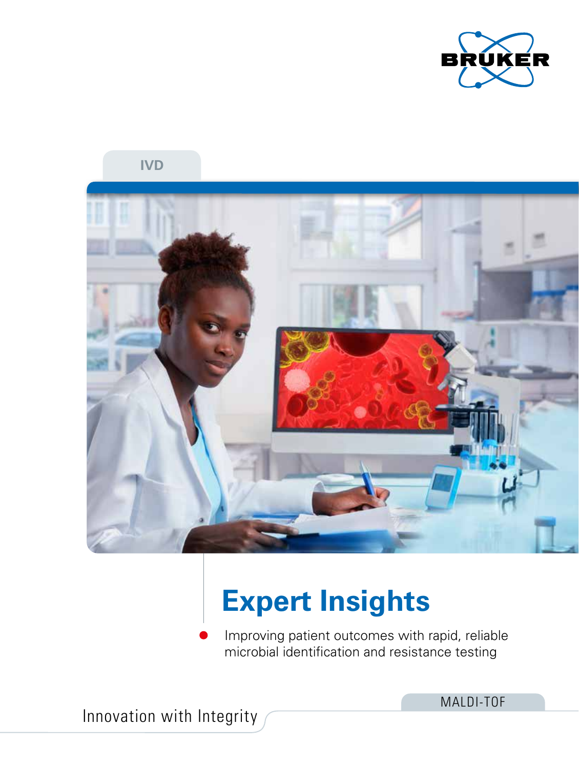BRUKER

IVD

# Expert Insights

- Improving patient outcomes with rapid, reliable microbial identification and resistance testing

MALDI-TOF

Innovation with Integrity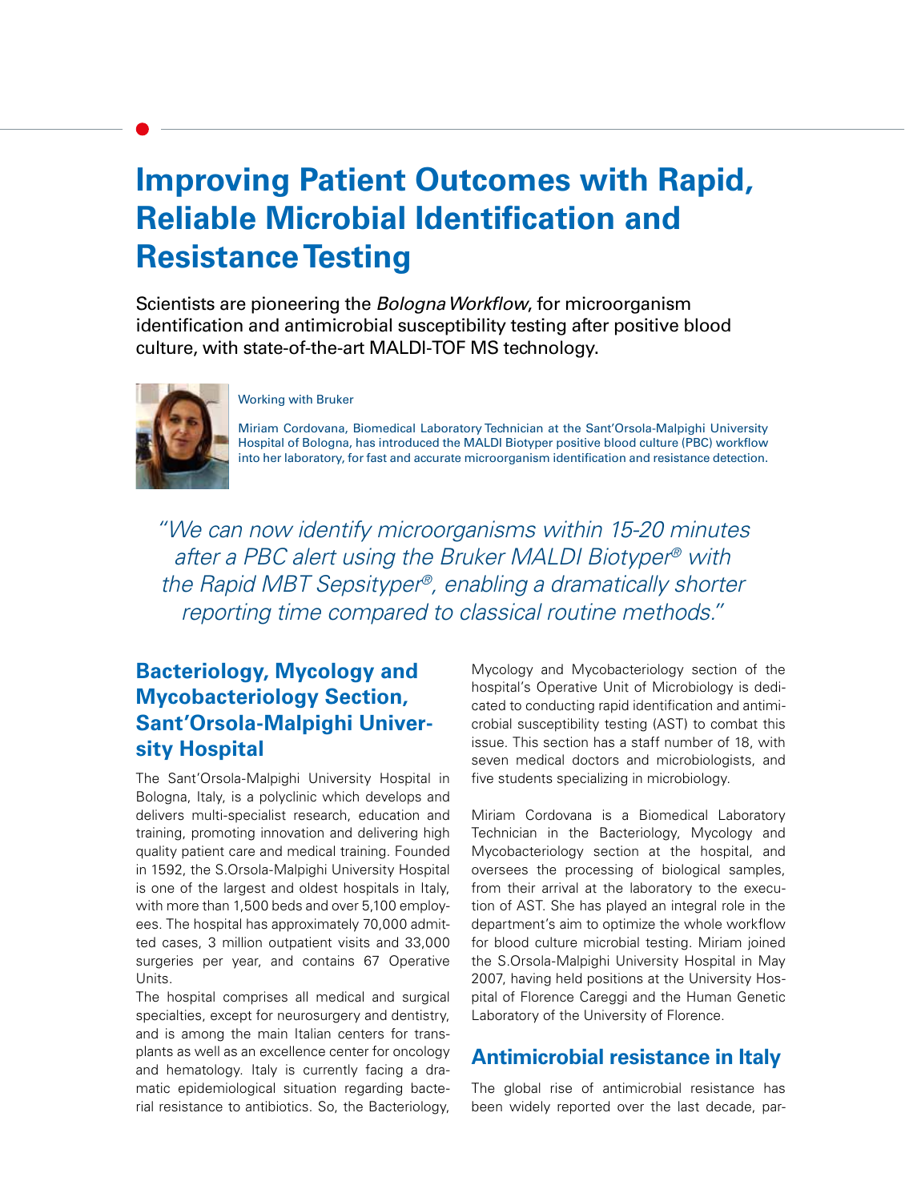# Improving Patient Outcomes with Rapid, Reliable Microbial Identification and Resistance Testing

Scientists are pioneering the *Bologna Workflow*, for microorganism identification and antimicrobial susceptibility testing after positive blood culture, with state-of-the-art MALDI-TOF MS technology.

Working with Bruker

Miriam Cordovana, Biomedical Laboratory Technician at the Sant'Orsola-Malpighi University Hospital of Bologna, has introduced the MALDI Biotyper positive blood culture (PBC) workflow into her laboratory, for fast and accurate microorganism identification and resistance detection.

*"We can now identify microorganisms within 15-20 minutes after a PBC alert using the Bruker MALDI Biotyper® with the Rapid MBT Sepsityper®, enabling a dramatically shorter reporting time compared to classical routine methods."*

## Bacteriology, Mycology and Mycobacteriology Section, Sant'Orsola-Malpighi University Hospital

The Sant'Orsola-Malpighi University Hospital in Bologna, Italy, is a polyclinic which develops and delivers multi-specialist research, education and training, promoting innovation and delivering high quality patient care and medical training. Founded in 1592, the S.Orsola-Malpighi University Hospital is one of the largest and oldest hospitals in Italy, with more than 1,500 beds and over 5,100 employees. The hospital has approximately 70,000 admitted cases, 3 million outpatient visits and 33,000 surgeries per year, and contains 67 Operative Units.

The hospital comprises all medical and surgical specialties, except for neurosurgery and dentistry, and is among the main Italian centers for transplants as well as an excellence center for oncology and hematology. Italy is currently facing a dramatic epidemiological situation regarding bacterial resistance to antibiotics. So, the Bacteriology, Mycology and Mycobacteriology section of the hospital's Operative Unit of Microbiology is dedicated to conducting rapid identification and antimicrobial susceptibility testing (AST) to combat this issue. This section has a staff number of 18, with seven medical doctors and microbiologists, and five students specializing in microbiology.

Miriam Cordovana is a Biomedical Laboratory Technician in the Bacteriology, Mycology and Mycobacteriology section at the hospital, and oversees the processing of biological samples, from their arrival at the laboratory to the execution of AST. She has played an integral role in the department's aim to optimize the whole workflow for blood culture microbial testing. Miriam joined the S.Orsola-Malpighi University Hospital in May 2007, having held positions at the University Hospital of Florence Careggi and the Human Genetic Laboratory of the University of Florence.

## Antimicrobial resistance in Italy

The global rise of antimicrobial resistance has been widely reported over the last decade, par-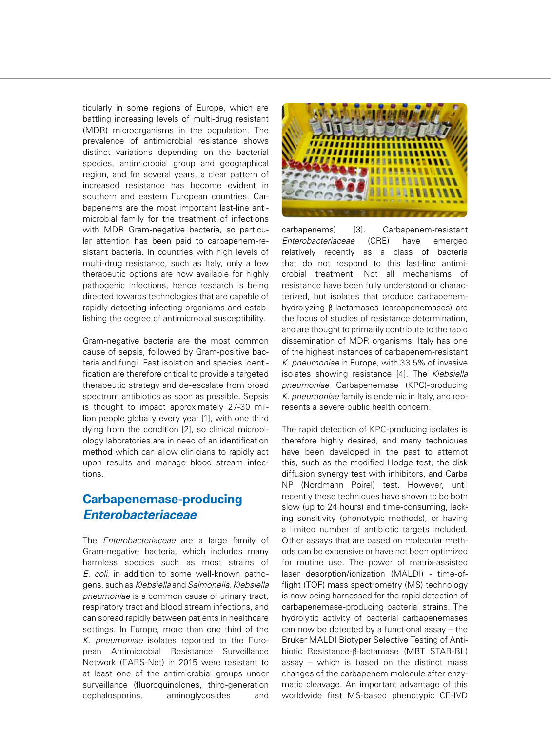ticularly in some regions of Europe, which are battling increasing levels of multi-drug resistant (MDR) microorganisms in the population. The prevalence of antimicrobial resistance shows distinct variations depending on the bacterial species, antimicrobial group and geographical region, and for several years, a clear pattern of increased resistance has become evident in southern and eastern European countries. Carbapenems are the most important last-line antimicrobial family for the treatment of infections with MDR Gram-negative bacteria, so particular attention has been paid to carbapenem-resistant bacteria. In countries with high levels of multi-drug resistance, such as Italy, only a few therapeutic options are now available for highly pathogenic infections, hence research is being directed towards technologies that are capable of rapidly detecting infecting organisms and establishing the degree of antimicrobial susceptibility.

Gram-negative bacteria are the most common cause of sepsis, followed by Gram-positive bacteria and fungi. Fast isolation and species identification are therefore critical to provide a targeted therapeutic strategy and de-escalate from broad spectrum antibiotics as soon as possible. Sepsis is thought to impact approximately 27-30 million people globally every year [1], with one third dying from the condition [2], so clinical microbiology laboratories are in need of an identification method which can allow clinicians to rapidly act upon results and manage blood stream infections.

## Carbapenemase-producing *Enterobacteriaceae*

The *Enterobacteriaceae* are a large family of Gram-negative bacteria, which includes many harmless species such as most strains of *E. coli*, in addition to some well-known pathogens, such as *Klebsiella* and *Salmonella*. *Klebsiella pneumoniae* is a common cause of urinary tract, respiratory tract and blood stream infections, and can spread rapidly between patients in healthcare settings. In Europe, more than one third of the *K. pneumoniae* isolates reported to the European Antimicrobial Resistance Surveillance Network (EARS-Net) in 2015 were resistant to at least one of the antimicrobial groups under surveillance (fluoroquinolones, third-generation cephalosporins, aminoglycosides and carbapenems) [3]. Carbapenem-resistant *Enterobacteriaceae* (CRE) have emerged relatively recently as a class of bacteria that do not respond to this last-line antimicrobial treatment. Not all mechanisms of resistance have been fully understood or characterized, but isolates that produce carbapenem-hydrolyzing β-lactamases (carbapenemases) are the focus of studies of resistance determination, and are thought to primarily contribute to the rapid dissemination of MDR organisms. Italy has one of the highest instances of carbapenem-resistant *K. pneumoniae* in Europe, with 33.5% of invasive isolates showing resistance [4]. The *Klebsiella pneumoniae* Carbapenemase (KPC)-producing *K. pneumoniae* family is endemic in Italy, and represents a severe public health concern.

The rapid detection of KPC-producing isolates is therefore highly desired, and many techniques have been developed in the past to attempt this, such as the modified Hodge test, the disk diffusion synergy test with inhibitors, and Carba NP (Nordmann Poirel) test. However, until recently these techniques have shown to be both slow (up to 24 hours) and time-consuming, lacking sensitivity (phenotypic methods), or having a limited number of antibiotic targets included. Other assays that are based on molecular methods can be expensive or have not been optimized for routine use. The power of matrix-assisted laser desorption/ionization (MALDI) - time-of-flight (TOF) mass spectrometry (MS) technology is now being harnessed for the rapid detection of carbapenemase-producing bacterial strains. The hydrolytic activity of bacterial carbapenemases can now be detected by a functional assay – the Bruker MALDI Biotyper Selective Testing of Antibiotic Resistance-β-lactamase (MBT STAR-BL) assay – which is based on the distinct mass changes of the carbapenem molecule after enzymatic cleavage. An important advantage of this worldwide first MS-based phenotypic CE-IVD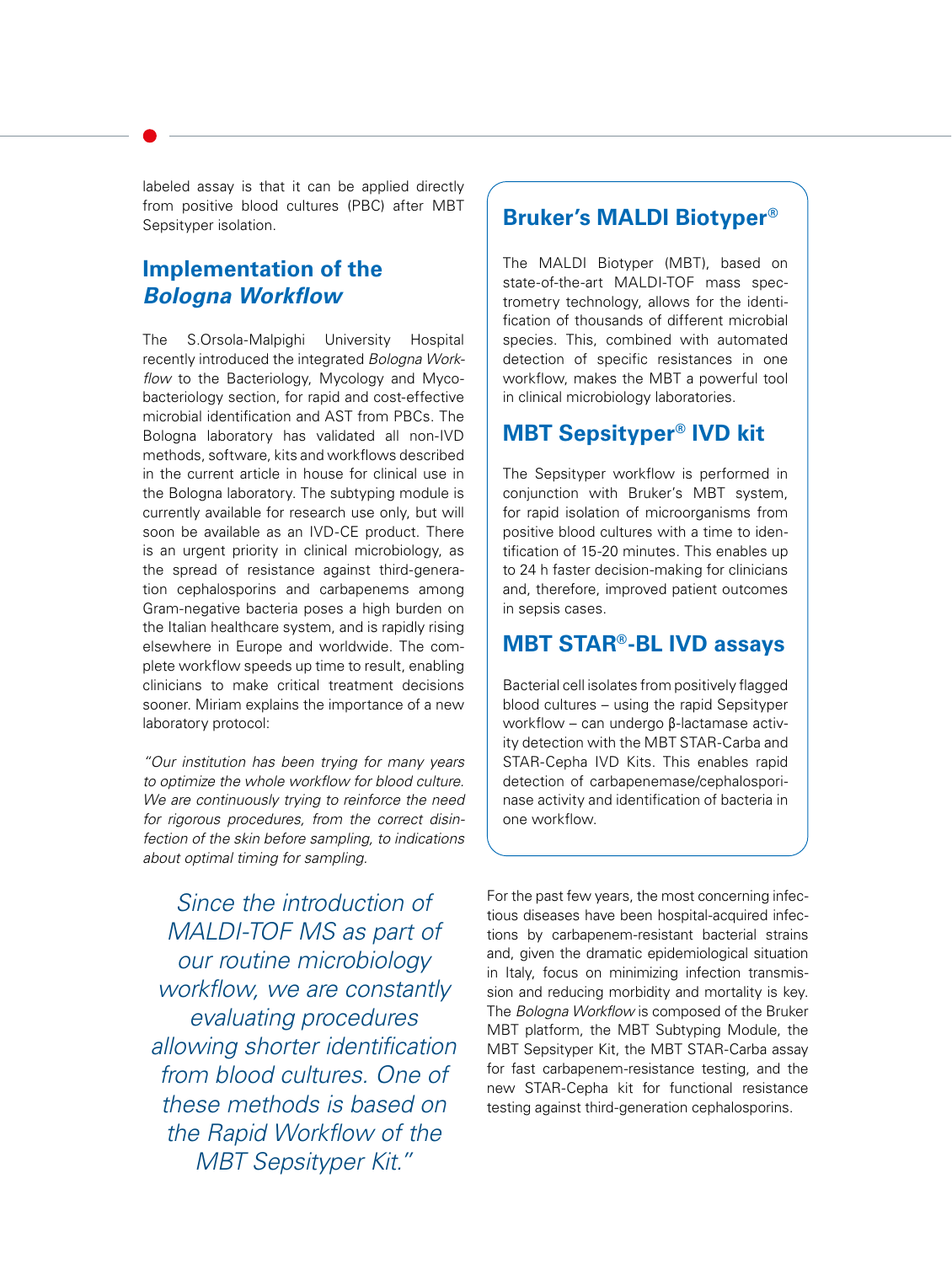labeled assay is that it can be applied directly from positive blood cultures (PBC) after MBT Sepsityper isolation.

## Implementation of the *Bologna Workflow*

The S.Orsola-Malpighi University Hospital recently introduced the integrated *Bologna Workflow* to the Bacteriology, Mycology and Mycobacteriology section, for rapid and cost-effective microbial identification and AST from PBCs. The Bologna laboratory has validated all non-IVD methods, software, kits and workflows described in the current article in house for clinical use in the Bologna laboratory. The subtyping module is currently available for research use only, but will soon be available as an IVD-CE product. There is an urgent priority in clinical microbiology, as the spread of resistance against third-generation cephalosporins and carbapenems among Gram-negative bacteria poses a high burden on the Italian healthcare system, and is rapidly rising elsewhere in Europe and worldwide. The complete workflow speeds up time to result, enabling clinicians to make critical treatment decisions sooner. Miriam explains the importance of a new laboratory protocol:

*"Our institution has been trying for many years to optimize the whole workflow for blood culture. We are continuously trying to reinforce the need for rigorous procedures, from the correct disinfection of the skin before sampling, to indications about optimal timing for sampling.*

*Since the introduction of MALDI-TOF MS as part of our routine microbiology workflow, we are constantly evaluating procedures allowing shorter identification from blood cultures. One of these methods is based on the Rapid Workflow of the MBT Sepsityper Kit."*

## Bruker's MALDI Biotyper®

The MALDI Biotyper (MBT), based on state-of-the-art MALDI-TOF mass spectrometry technology, allows for the identification of thousands of different microbial species. This, combined with automated detection of specific resistances in one workflow, makes the MBT a powerful tool in clinical microbiology laboratories.

## MBT Sepsityper® IVD kit

The Sepsityper workflow is performed in conjunction with Bruker's MBT system, for rapid isolation of microorganisms from positive blood cultures with a time to identification of 15-20 minutes. This enables up to 24 h faster decision-making for clinicians and, therefore, improved patient outcomes in sepsis cases.

## MBT STAR®-BL IVD assays

Bacterial cell isolates from positively flagged blood cultures – using the rapid Sepsityper workflow – can undergo β-lactamase activity detection with the MBT STAR-Carba and STAR-Cepha IVD Kits. This enables rapid detection of carbapenemase/cephalosporinase activity and identification of bacteria in one workflow.

For the past few years, the most concerning infectious diseases have been hospital-acquired infections by carbapenem-resistant bacterial strains and, given the dramatic epidemiological situation in Italy, focus on minimizing infection transmission and reducing morbidity and mortality is key. The *Bologna Workflow* is composed of the Bruker MBT platform, the MBT Subtyping Module, the MBT Sepsityper Kit, the MBT STAR-Carba assay for fast carbapenem-resistance testing, and the new STAR-Cepha kit for functional resistance testing against third-generation cephalosporins.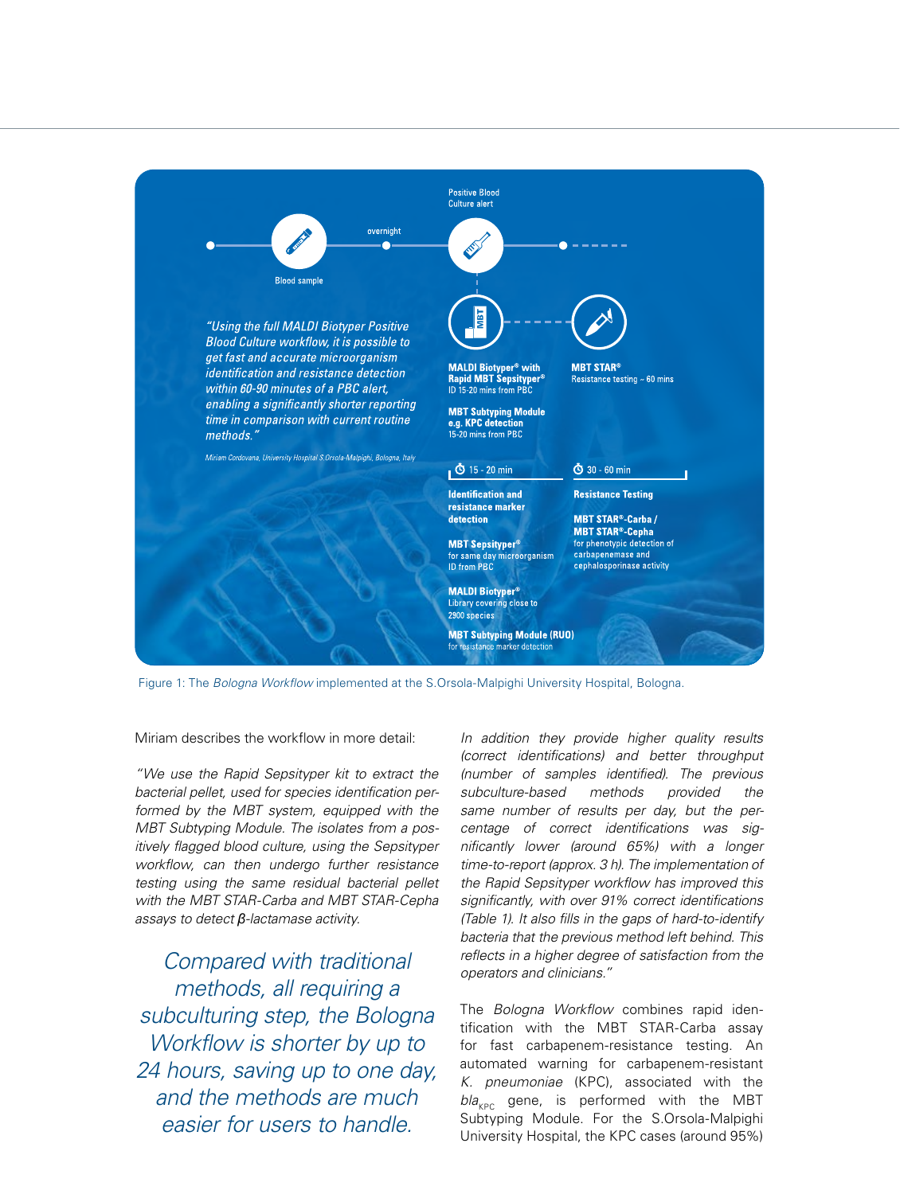Positive Blood Culture alert

Blood sample

overnight

*"Using the full MALDI Biotyper Positive Blood Culture workflow, it is possible to get fast and accurate microorganism identification and resistance detection within 60-90 minutes of a PBC alert, enabling a significantly shorter reporting time in comparison with current routine methods."*

*Miriam Cordovana, University Hospital S.Orsola-Malpighi, Bologna, Italy*

**MALDI Biotyper® with Rapid MBT Sepsityper®**
ID 15-20 mins from PBC

**MBT Subtyping Module e.g. KPC detection**
15-20 mins from PBC

**MBT STAR®**
Resistance testing ~ 60 mins

15 - 20 min

**Identification and resistance marker detection**

**MBT Sepsityper®**
for same day microorganism ID from PBC

**MALDI Biotyper®**
Library covering close to 2900 species

**MBT Subtyping Module (RUO)**
for resistance marker detection

30 - 60 min

**Resistance Testing**

**MBT STAR®-Carba / MBT STAR®-Cepha**
for phenotypic detection of carbapenemase and cephalosporinase activity

Figure 1: The *Bologna Workflow* implemented at the S.Orsola-Malpighi University Hospital, Bologna.

Miriam describes the workflow in more detail:

*"We use the Rapid Sepsityper kit to extract the bacterial pellet, used for species identification performed by the MBT system, equipped with the MBT Subtyping Module. The isolates from a positively flagged blood culture, using the Sepsityper workflow, can then undergo further resistance testing using the same residual bacterial pellet with the MBT STAR-Carba and MBT STAR-Cepha assays to detect **β**-lactamase activity.*

> Compared with traditional methods, all requiring a subculturing step, the Bologna Workflow is shorter by up to 24 hours, saving up to one day, and the methods are much easier for users to handle.

*In addition they provide higher quality results (correct identifications) and better throughput (number of samples identified). The previous subculture-based methods provided the same number of results per day, but the percentage of correct identifications was significantly lower (around 65%) with a longer time-to-report (approx. 3 h). The implementation of the Rapid Sepsityper workflow has improved this significantly, with over 91% correct identifications (Table 1). It also fills in the gaps of hard-to-identify bacteria that the previous method left behind. This reflects in a higher degree of satisfaction from the operators and clinicians."*

The *Bologna Workflow* combines rapid identification with the MBT STAR-Carba assay for fast carbapenem-resistance testing. An automated warning for carbapenem-resistant *K. pneumoniae* (KPC), associated with the *bla*$_{KPC}$ gene, is performed with the MBT Subtyping Module. For the S.Orsola-Malpighi University Hospital, the KPC cases (around 95%)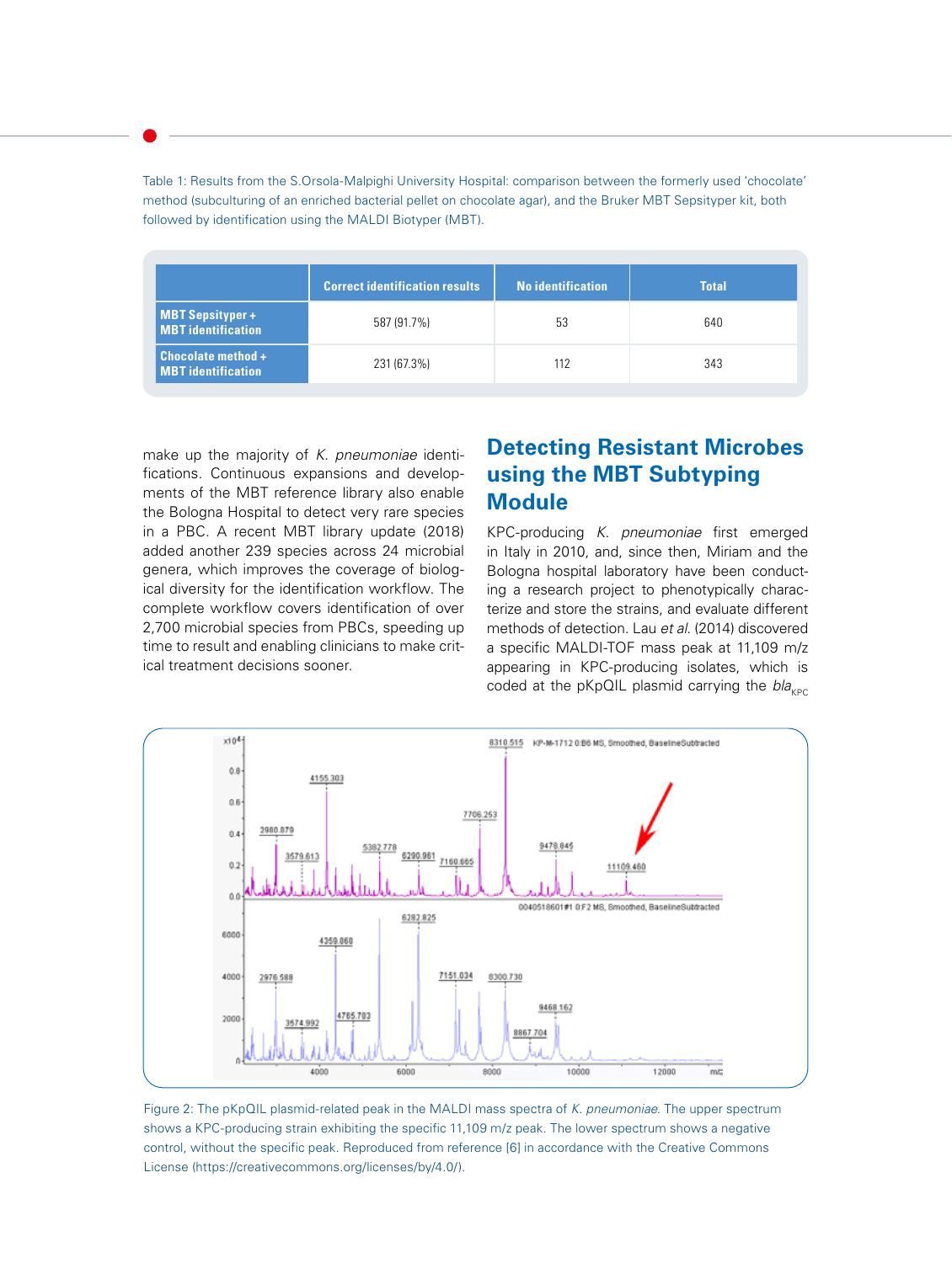Table 1: Results from the S.Orsola-Malpighi University Hospital: comparison between the formerly used 'chocolate' method (subculturing of an enriched bacterial pellet on chocolate agar), and the Bruker MBT Sepsityper kit, both followed by identification using the MALDI Biotyper (MBT).

| | Correct identification results | No identification | Total |
|---|---|---|---|
| **MBT Sepsityper + MBT identification** | 587 (91.7%) | 53 | 640 |
| **Chocolate method + MBT identification** | 231 (67.3%) | 112 | 343 |

make up the majority of *K. pneumoniae* identifications. Continuous expansions and developments of the MBT reference library also enable the Bologna Hospital to detect very rare species in a PBC. A recent MBT library update (2018) added another 239 species across 24 microbial genera, which improves the coverage of biological diversity for the identification workflow. The complete workflow covers identification of over 2,700 microbial species from PBCs, speeding up time to result and enabling clinicians to make critical treatment decisions sooner.

## Detecting Resistant Microbes using the MBT Subtyping Module

KPC-producing *K. pneumoniae* first emerged in Italy in 2010, and, since then, Miriam and the Bologna hospital laboratory have been conducting a research project to phenotypically characterize and store the strains, and evaluate different methods of detection. Lau *et al*. (2014) discovered a specific MALDI-TOF mass peak at 11,109 m/z appearing in KPC-producing isolates, which is coded at the pKpQIL plasmid carrying the $bla_{KPC}$

Figure 2: The pKpQIL plasmid-related peak in the MALDI mass spectra of *K. pneumoniae*. The upper spectrum shows a KPC-producing strain exhibiting the specific 11,109 m/z peak. The lower spectrum shows a negative control, without the specific peak. Reproduced from reference [6] in accordance with the Creative Commons License (https://creativecommons.org/licenses/by/4.0/).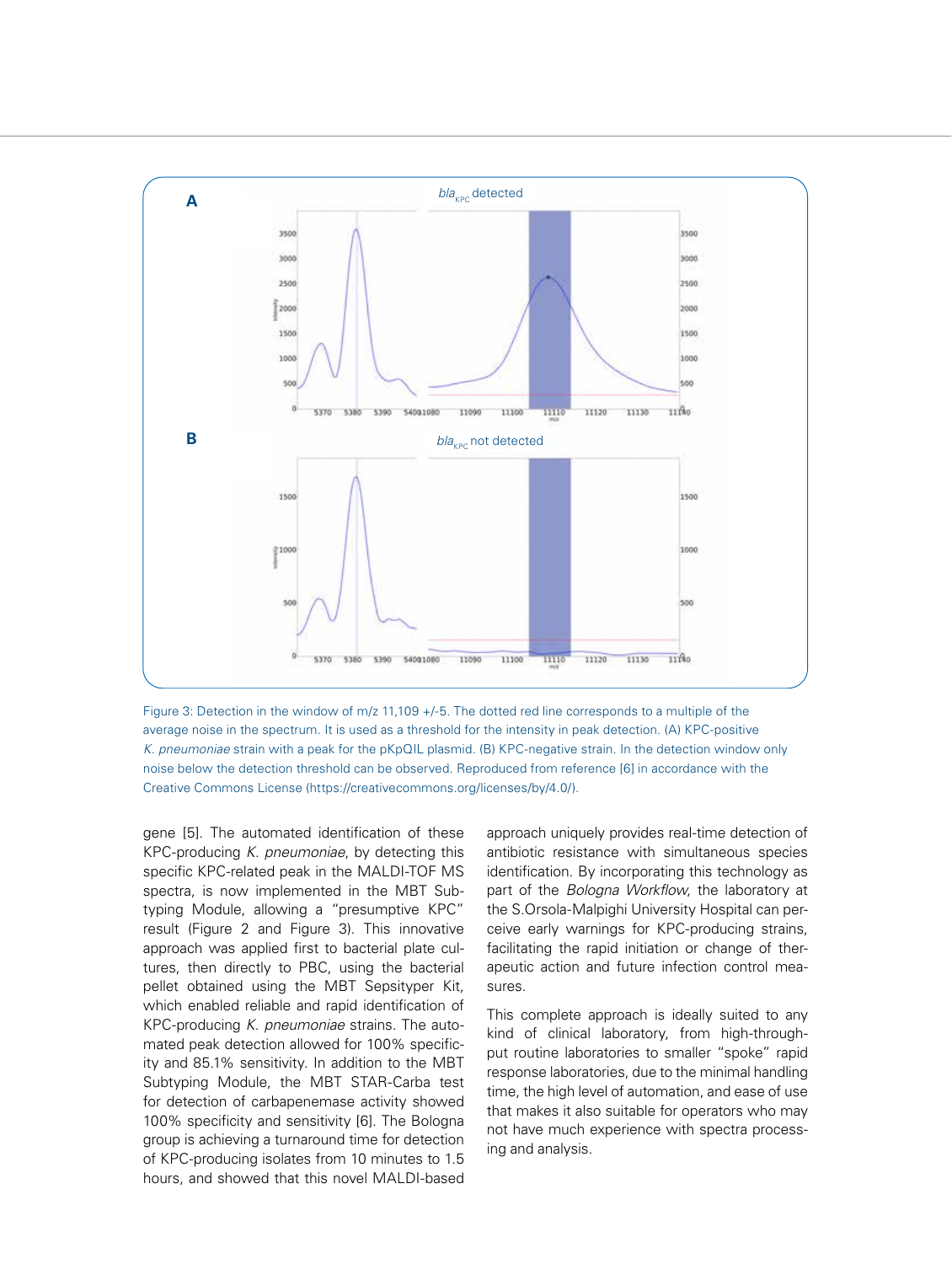Figure 3: Detection in the window of m/z 11,109 +/-5. The dotted red line corresponds to a multiple of the average noise in the spectrum. It is used as a threshold for the intensity in peak detection. (A) KPC-positive *K. pneumoniae* strain with a peak for the pKpQIL plasmid. (B) KPC-negative strain. In the detection window only noise below the detection threshold can be observed. Reproduced from reference [6] in accordance with the Creative Commons License (https://creativecommons.org/licenses/by/4.0/).

gene [5]. The automated identification of these KPC-producing *K. pneumoniae*, by detecting this specific KPC-related peak in the MALDI-TOF MS spectra, is now implemented in the MBT Subtyping Module, allowing a "presumptive KPC" result (Figure 2 and Figure 3). This innovative approach was applied first to bacterial plate cultures, then directly to PBC, using the bacterial pellet obtained using the MBT Sepsityper Kit, which enabled reliable and rapid identification of KPC-producing *K. pneumoniae* strains. The automated peak detection allowed for 100% specificity and 85.1% sensitivity. In addition to the MBT Subtyping Module, the MBT STAR-Carba test for detection of carbapenemase activity showed 100% specificity and sensitivity [6]. The Bologna group is achieving a turnaround time for detection of KPC-producing isolates from 10 minutes to 1.5 hours, and showed that this novel MALDI-based approach uniquely provides real-time detection of antibiotic resistance with simultaneous species identification. By incorporating this technology as part of the *Bologna Workflow*, the laboratory at the S.Orsola-Malpighi University Hospital can perceive early warnings for KPC-producing strains, facilitating the rapid initiation or change of therapeutic action and future infection control measures.

This complete approach is ideally suited to any kind of clinical laboratory, from high-throughput routine laboratories to smaller "spoke" rapid response laboratories, due to the minimal handling time, the high level of automation, and ease of use that makes it also suitable for operators who may not have much experience with spectra processing and analysis.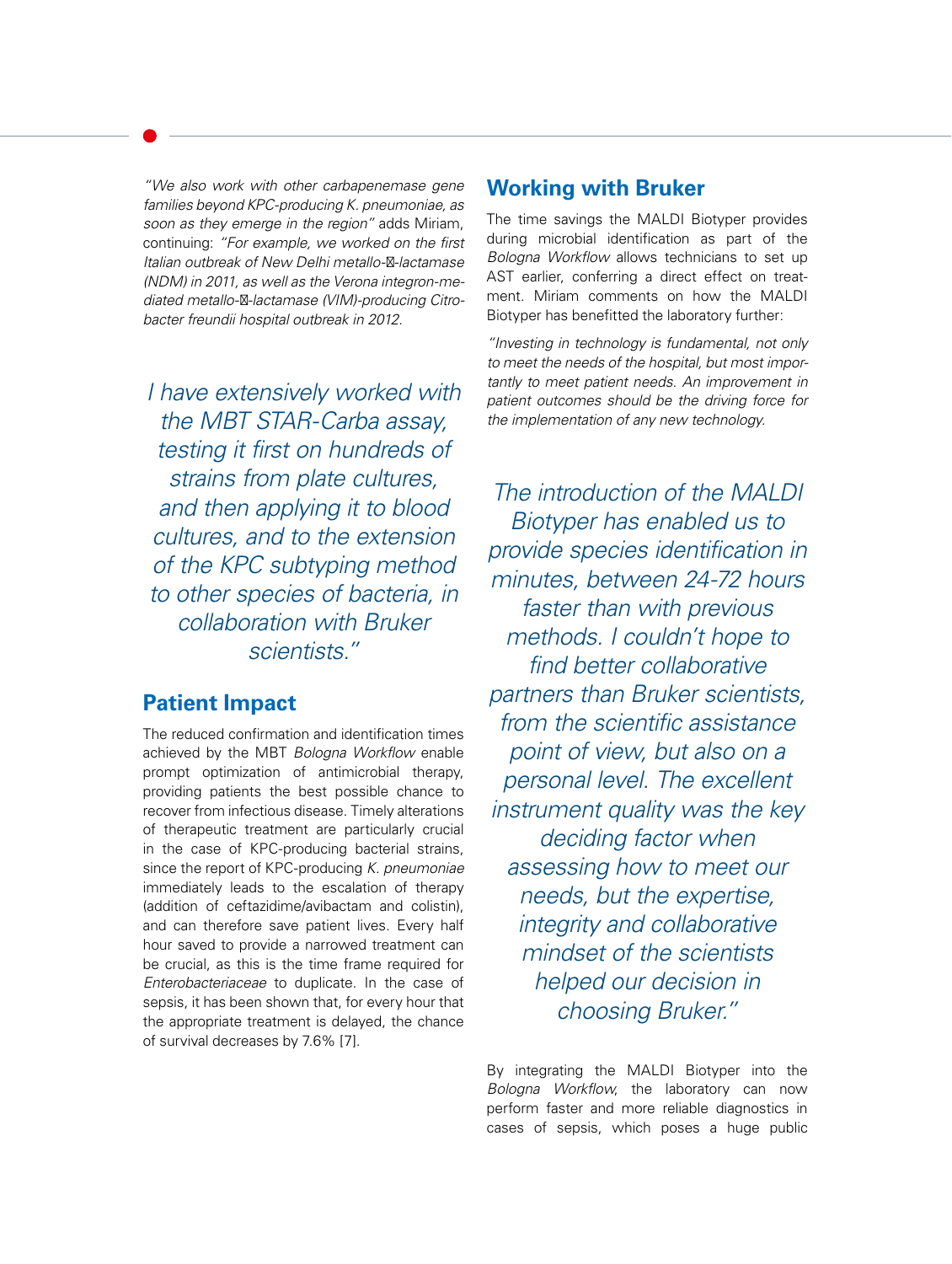*"We also work with other carbapenemase gene families beyond KPC-producing K. pneumoniae, as soon as they emerge in the region"* adds Miriam, continuing: *"For example, we worked on the first Italian outbreak of New Delhi metallo-β-lactamase (NDM) in 2011, as well as the Verona integron-mediated metallo-β-lactamase (VIM)-producing Citrobacter freundii hospital outbreak in 2012.*

*I have extensively worked with the MBT STAR-Carba assay, testing it first on hundreds of strains from plate cultures, and then applying it to blood cultures, and to the extension of the KPC subtyping method to other species of bacteria, in collaboration with Bruker scientists."*

## Patient Impact

The reduced confirmation and identification times achieved by the MBT *Bologna Workflow* enable prompt optimization of antimicrobial therapy, providing patients the best possible chance to recover from infectious disease. Timely alterations of therapeutic treatment are particularly crucial in the case of KPC-producing bacterial strains, since the report of KPC-producing *K. pneumoniae* immediately leads to the escalation of therapy (addition of ceftazidime/avibactam and colistin), and can therefore save patient lives. Every half hour saved to provide a narrowed treatment can be crucial, as this is the time frame required for *Enterobacteriaceae* to duplicate. In the case of sepsis, it has been shown that, for every hour that the appropriate treatment is delayed, the chance of survival decreases by 7.6% [7].

## Working with Bruker

The time savings the MALDI Biotyper provides during microbial identification as part of the *Bologna Workflow* allows technicians to set up AST earlier, conferring a direct effect on treatment. Miriam comments on how the MALDI Biotyper has benefitted the laboratory further:

*"Investing in technology is fundamental, not only to meet the needs of the hospital, but most importantly to meet patient needs. An improvement in patient outcomes should be the driving force for the implementation of any new technology.*

*The introduction of the MALDI Biotyper has enabled us to provide species identification in minutes, between 24-72 hours faster than with previous methods. I couldn't hope to find better collaborative partners than Bruker scientists, from the scientific assistance point of view, but also on a personal level. The excellent instrument quality was the key deciding factor when assessing how to meet our needs, but the expertise, integrity and collaborative mindset of the scientists helped our decision in choosing Bruker."*

By integrating the MALDI Biotyper into the *Bologna Workflow*, the laboratory can now perform faster and more reliable diagnostics in cases of sepsis, which poses a huge public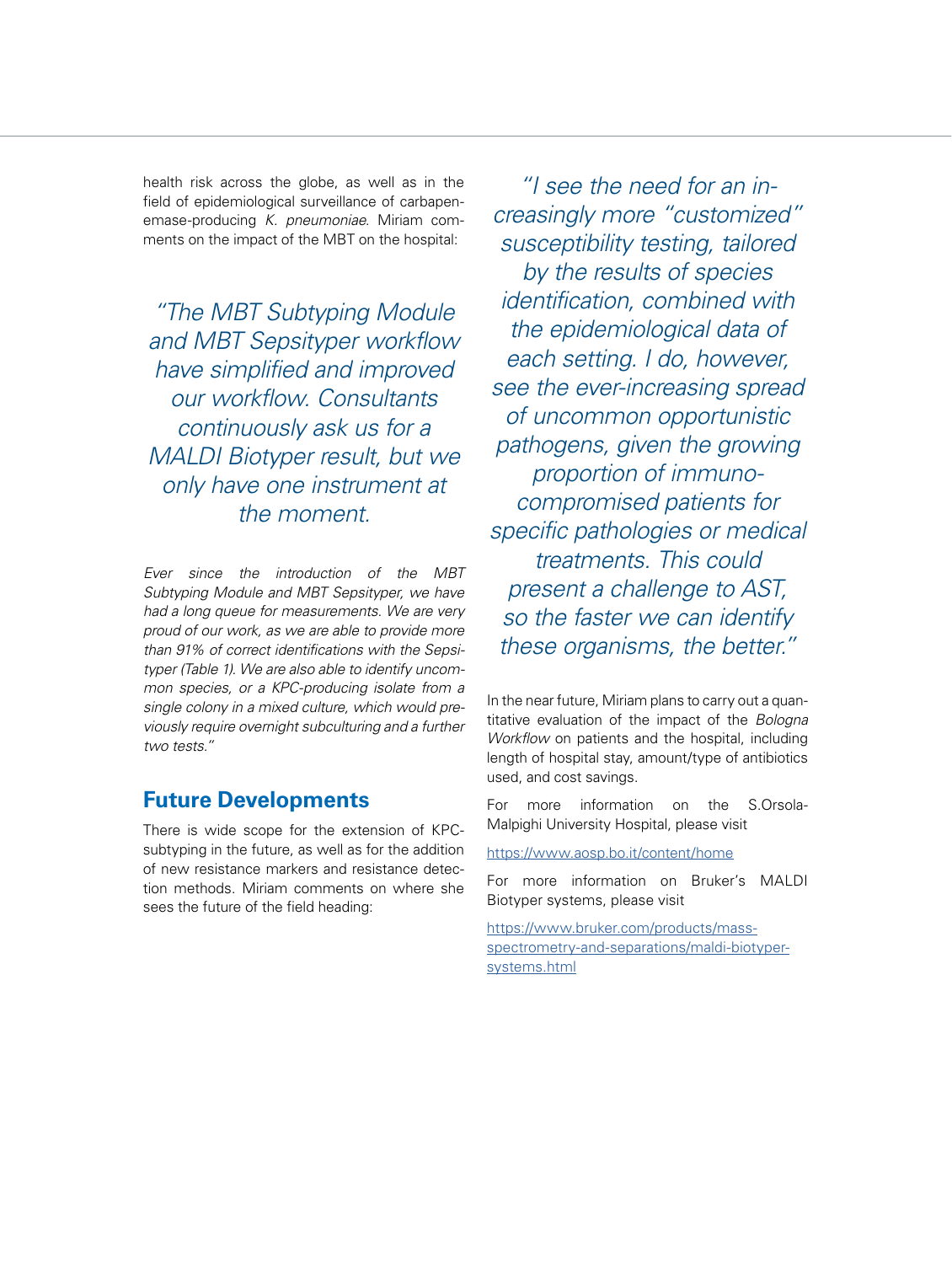health risk across the globe, as well as in the field of epidemiological surveillance of carbapenemase-producing *K. pneumoniae*. Miriam comments on the impact of the MBT on the hospital:

*"The MBT Subtyping Module and MBT Sepsityper workflow have simplified and improved our workflow. Consultants continuously ask us for a MALDI Biotyper result, but we only have one instrument at the moment.*

*Ever since the introduction of the MBT Subtyping Module and MBT Sepsityper, we have had a long queue for measurements. We are very proud of our work, as we are able to provide more than 91% of correct identifications with the Sepsityper (Table 1). We are also able to identify uncommon species, or a KPC-producing isolate from a single colony in a mixed culture, which would previously require overnight subculturing and a further two tests."*

## Future Developments

There is wide scope for the extension of KPC-subtyping in the future, as well as for the addition of new resistance markers and resistance detection methods. Miriam comments on where she sees the future of the field heading:

*"I see the need for an increasingly more "customized" susceptibility testing, tailored by the results of species identification, combined with the epidemiological data of each setting. I do, however, see the ever-increasing spread of uncommon opportunistic pathogens, given the growing proportion of immunocompromised patients for specific pathologies or medical treatments. This could present a challenge to AST, so the faster we can identify these organisms, the better."*

In the near future, Miriam plans to carry out a quantitative evaluation of the impact of the *Bologna Workflow* on patients and the hospital, including length of hospital stay, amount/type of antibiotics used, and cost savings.

For more information on the S.Orsola-Malpighi University Hospital, please visit

https://www.aosp.bo.it/content/home

For more information on Bruker's MALDI Biotyper systems, please visit

https://www.bruker.com/products/mass-spectrometry-and-separations/maldi-biotyper-systems.html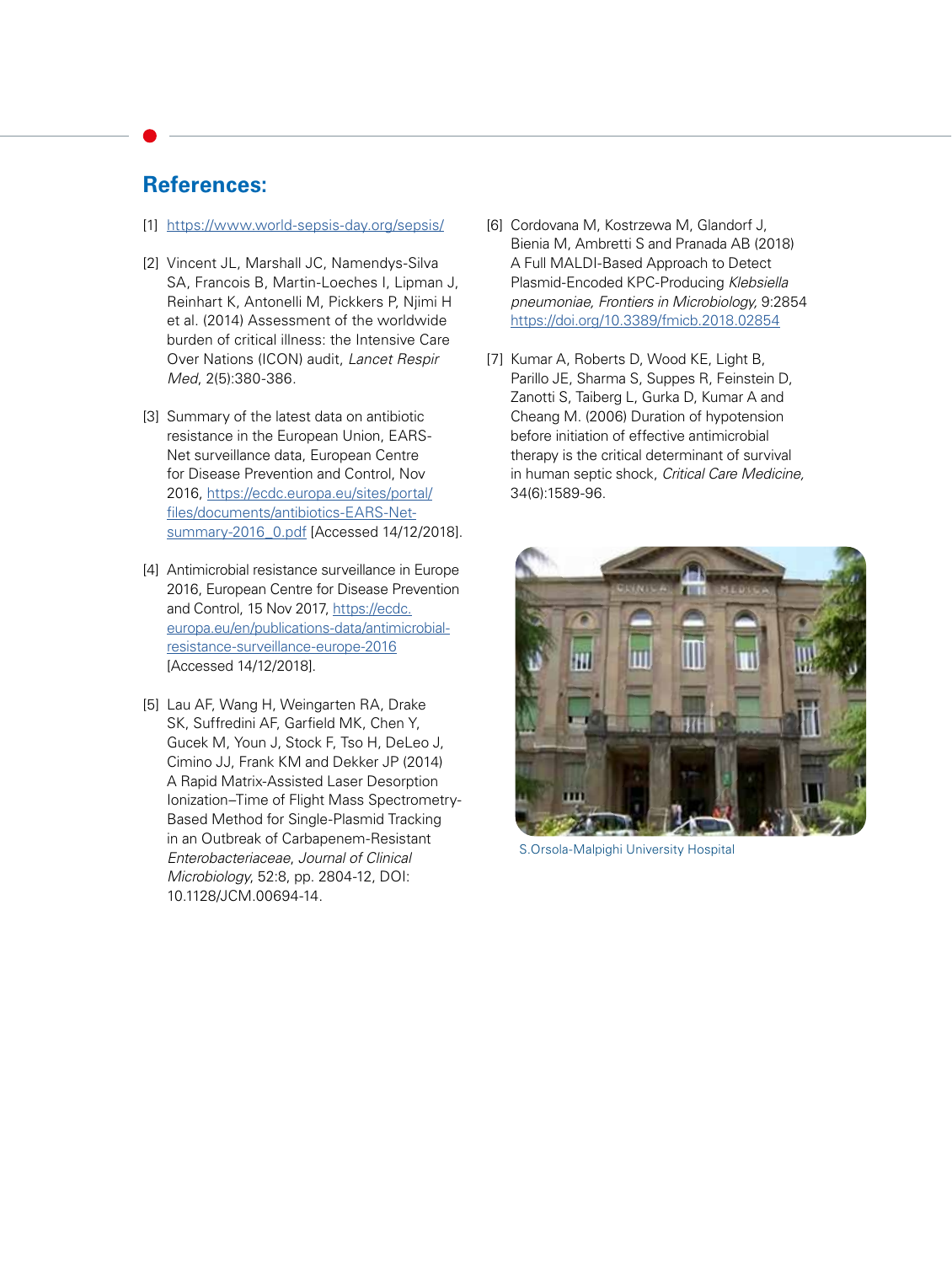## References:

[1] https://www.world-sepsis-day.org/sepsis/

[2] Vincent JL, Marshall JC, Namendys-Silva SA, Francois B, Martin-Loeches I, Lipman J, Reinhart K, Antonelli M, Pickkers P, Njimi H et al. (2014) Assessment of the worldwide burden of critical illness: the Intensive Care Over Nations (ICON) audit, *Lancet Respir Med*, 2(5):380-386.

[3] Summary of the latest data on antibiotic resistance in the European Union, EARS-Net surveillance data, European Centre for Disease Prevention and Control, Nov 2016, https://ecdc.europa.eu/sites/portal/files/documents/antibiotics-EARS-Net-summary-2016_0.pdf [Accessed 14/12/2018].

[4] Antimicrobial resistance surveillance in Europe 2016, European Centre for Disease Prevention and Control, 15 Nov 2017, https://ecdc.europa.eu/en/publications-data/antimicrobial-resistance-surveillance-europe-2016 [Accessed 14/12/2018].

[5] Lau AF, Wang H, Weingarten RA, Drake SK, Suffredini AF, Garfield MK, Chen Y, Gucek M, Youn J, Stock F, Tso H, DeLeo J, Cimino JJ, Frank KM and Dekker JP (2014) A Rapid Matrix-Assisted Laser Desorption Ionization–Time of Flight Mass Spectrometry-Based Method for Single-Plasmid Tracking in an Outbreak of Carbapenem-Resistant *Enterobacteriaceae*, *Journal of Clinical Microbiology*, 52:8, pp. 2804-12, DOI: 10.1128/JCM.00694-14.

[6] Cordovana M, Kostrzewa M, Glandorf J, Bienia M, Ambretti S and Pranada AB (2018) A Full MALDI-Based Approach to Detect Plasmid-Encoded KPC-Producing *Klebsiella pneumoniae, Frontiers in Microbiology*, 9:2854 https://doi.org/10.3389/fmicb.2018.02854

[7] Kumar A, Roberts D, Wood KE, Light B, Parillo JE, Sharma S, Suppes R, Feinstein D, Zanotti S, Taiberg L, Gurka D, Kumar A and Cheang M. (2006) Duration of hypotension before initiation of effective antimicrobial therapy is the critical determinant of survival in human septic shock, *Critical Care Medicine,* 34(6):1589-96.

S.Orsola-Malpighi University Hospital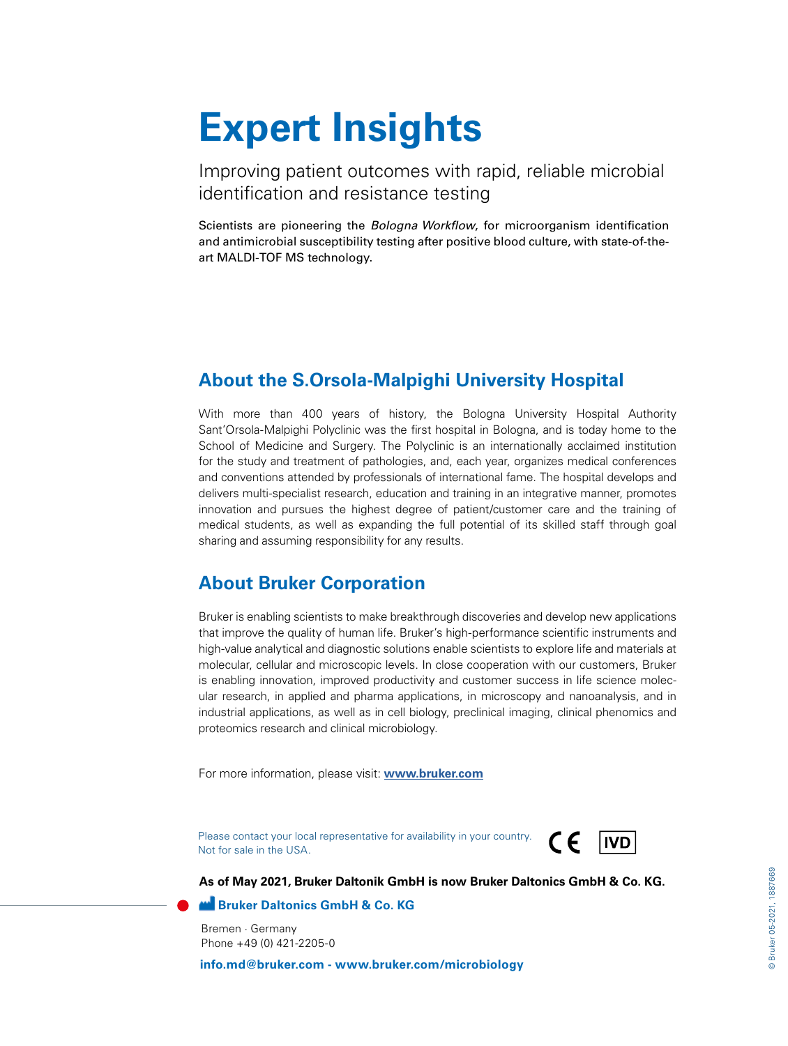# Expert Insights

Improving patient outcomes with rapid, reliable microbial identification and resistance testing

Scientists are pioneering the *Bologna Workflow*, for microorganism identification and antimicrobial susceptibility testing after positive blood culture, with state-of-the-art MALDI-TOF MS technology.

## About the S.Orsola-Malpighi University Hospital

With more than 400 years of history, the Bologna University Hospital Authority Sant'Orsola-Malpighi Polyclinic was the first hospital in Bologna, and is today home to the School of Medicine and Surgery. The Polyclinic is an internationally acclaimed institution for the study and treatment of pathologies, and, each year, organizes medical conferences and conventions attended by professionals of international fame. The hospital develops and delivers multi-specialist research, education and training in an integrative manner, promotes innovation and pursues the highest degree of patient/customer care and the training of medical students, as well as expanding the full potential of its skilled staff through goal sharing and assuming responsibility for any results.

## About Bruker Corporation

Bruker is enabling scientists to make breakthrough discoveries and develop new applications that improve the quality of human life. Bruker's high-performance scientific instruments and high-value analytical and diagnostic solutions enable scientists to explore life and materials at molecular, cellular and microscopic levels. In close cooperation with our customers, Bruker is enabling innovation, improved productivity and customer success in life science molecular research, in applied and pharma applications, in microscopy and nanoanalysis, and in industrial applications, as well as in cell biology, preclinical imaging, clinical phenomics and proteomics research and clinical microbiology.

For more information, please visit: **www.bruker.com**

Please contact your local representative for availability in your country.
Not for sale in the USA.

CE IVD

**As of May 2021, Bruker Daltonik GmbH is now Bruker Daltonics GmbH & Co. KG.**

**Bruker Daltonics GmbH & Co. KG**

Bremen · Germany
Phone +49 (0) 421-2205-0

**info.md@bruker.com - www.bruker.com/microbiology**

© Bruker 05-2021, 1887669